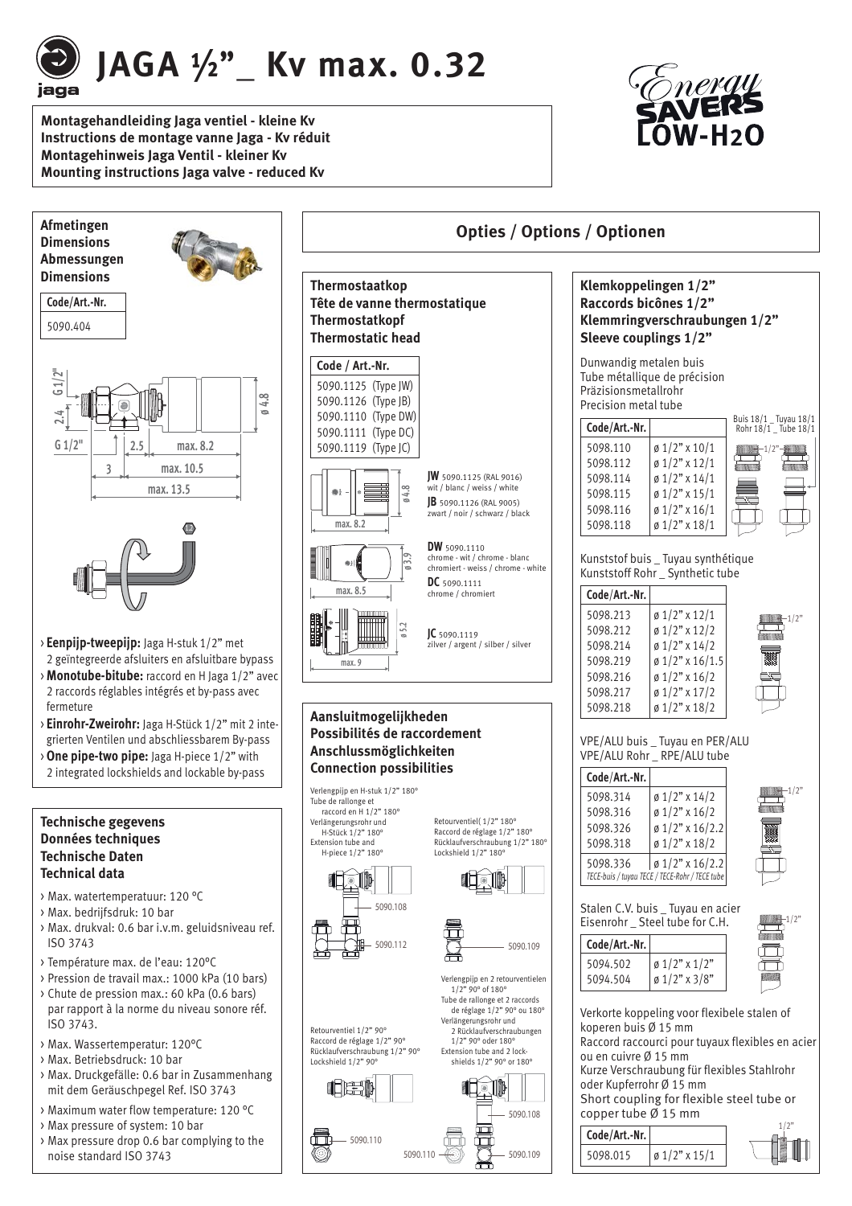# JAGA ½"_ Kv max. 0.32

**Montagehandleiding Jaga ventiel - kleine Kv**
**Instructions de montage vanne Jaga - Kv réduit**
**Montagehinweis Jaga Ventil - kleiner Kv**
**Mounting instructions Jaga valve - reduced Kv**

Energy SAVERS LOW-H2O

## Afmetingen / Dimensions / Abmessungen / Dimensions

| Code/Art.-Nr. |
|---|
| 5090.404 |

G1/2" — 2.4 — G 1/2" — 2.5 — max. 8.2 — 3 — max. 10.5 — max. 13.5 — ø 4.8

- **Eenpijp-tweepijp:** Jaga H-stuk 1/2" met 2 geïntegreerde afsluiters en afsluitbare bypass
- **Monotube-bitube:** raccord en H Jaga 1/2" avec 2 raccords réglables intégrés et by-pass avec fermeture
- **Einrohr-Zweirohr:** Jaga H-Stück 1/2" mit 2 integrierten Ventilen und abschliessbarem By-pass
- **One pipe-two pipe:** Jaga H-piece 1/2" with 2 integrated lockshields and lockable by-pass

## Technische gegevens / Données techniques / Technische Daten / Technical data

- Max. watertemperatuur: 120 °C
- Max. bedrijfsdruk: 10 bar
- Max. drukval: 0.6 bar i.v.m. geluidsniveau ref. ISO 3743
- Température max. de l'eau: 120°C
- Pression de travail max.: 1000 kPa (10 bars)
- Chute de pression max.: 60 kPa (0.6 bars) par rapport à la norme du niveau sonore réf. ISO 3743.
- Max. Wassertemperatur: 120°C
- Max. Betriebsdruck: 10 bar
- Max. Druckgefälle: 0.6 bar in Zusammenhang mit dem Geräuschpegel Ref. ISO 3743
- Maximum water flow temperature: 120 °C
- Max pressure of system: 10 bar
- Max pressure drop 0.6 bar complying to the noise standard ISO 3743

## Opties / Options / Optionen

### Thermostaatkop / Tête de vanne thermostatique / Thermostatkopf / Thermostatic head

| Code / Art.-Nr. |
|---|
| 5090.1125 (Type JW) |
| 5090.1126 (Type JB) |
| 5090.1110 (Type DW) |
| 5090.1111 (Type DC) |
| 5090.1119 (Type JC) |

**JW** 5090.1125 (RAL 9016) wit / blanc / weiss / white
**JB** 5090.1126 (RAL 9005) zwart / noir / schwarz / black
(max. 8.2, ø 4.8)

**DW** 5090.1110 chrome - wit / chrome - blanc chromiert - weiss / chrome - white
**DC** 5090.1111 chrome / chromiert
(max. 8.5, ø 3.9)

**JC** 5090.1119 zilver / argent / silber / silver
(max. 9, ø 5.2)

### Aansluitmogelijkheden / Possibilités de raccordement / Anschlussmöglichkeiten / Connection possibilities

Verlengpijp en H-stuk 1/2" 180° / Tube de rallonge et raccord en H 1/2" 180° / Verlängerungsrohr und H-Stück 1/2" 180° / Extension tube and H-piece 1/2" 180° — 5090.108, 5090.112

Retourventiel 1/2" 180° / Raccord de réglage 1/2" 180° / Rücklaufverschraubung 1/2" 180° / Lockshield 1/2" 180° — 5090.109

Retourventiel 1/2" 90° / Raccord de réglage 1/2" 90° / Rücklaufverschraubung 1/2" 90° / Lockshield 1/2" 90° — 5090.110

Verlengpijp en 2 retourventielen 1/2" 90° of 180° / Tube de rallonge et 2 raccords de réglage 1/2" 90° ou 180° / Verlängerungsrohr und 2 Rücklaufverschraubungen 1/2" 90° oder 180° / Extension tube and 2 lockshields 1/2" 90° or 180° — 5090.108, 5090.110, 5090.109

### Klemkoppelingen 1/2" / Raccords bicônes 1/2" / Klemmringverschraubungen 1/2" / Sleeve couplings 1/2"

Dunwandig metalen buis
Tube métallique de précision
Präzisionsmetallrohr
Precision metal tube

| Code/Art.-Nr. | |
|---|---|
| 5098.110 | ø 1/2" x 10/1 |
| 5098.112 | ø 1/2" x 12/1 |
| 5098.114 | ø 1/2" x 14/1 |
| 5098.115 | ø 1/2" x 15/1 |
| 5098.116 | ø 1/2" x 16/1 |
| 5098.118 | ø 1/2" x 18/1 |

Buis 18/1 _ Tuyau 18/1
Rohr 18/1 _ Tube 18/1

Kunststof buis _ Tuyau synthétique
Kunststoff Rohr _ Synthetic tube

| Code/Art.-Nr. | |
|---|---|
| 5098.213 | ø 1/2" x 12/1 |
| 5098.212 | ø 1/2" x 12/2 |
| 5098.214 | ø 1/2" x 14/2 |
| 5098.219 | ø 1/2" x 16/1.5 |
| 5098.216 | ø 1/2" x 16/2 |
| 5098.217 | ø 1/2" x 17/2 |
| 5098.218 | ø 1/2" x 18/2 |

VPE/ALU buis _ Tuyau en PER/ALU
VPE/ALU Rohr _ RPE/ALU tube

| Code/Art.-Nr. | |
|---|---|
| 5098.314 | ø 1/2" x 14/2 |
| 5098.316 | ø 1/2" x 16/2 |
| 5098.326 | ø 1/2" x 16/2.2 |
| 5098.318 | ø 1/2" x 18/2 |
| 5098.336 | ø 1/2" x 16/2.2 |

*TECE-buis / tuyau TECE / TECE-Rohr / TECE tube*

Stalen C.V. buis _ Tuyau en acier
Eisenrohr _ Steel tube for C.H.

| Code/Art.-Nr. | |
|---|---|
| 5094.502 | ø 1/2" x 1/2" |
| 5094.504 | ø 1/2" x 3/8" |

Verkorte koppeling voor flexibele stalen of koperen buis Ø 15 mm
Raccord raccourci pour tuyaux flexibles en acier ou en cuivre Ø 15 mm
Kurze Verschraubung für flexibles Stahlrohr oder Kupferrohr Ø 15 mm
Short coupling for flexible steel tube or copper tube Ø 15 mm

| Code/Art.-Nr. | |
|---|---|
| 5098.015 | ø 1/2" x 15/1 |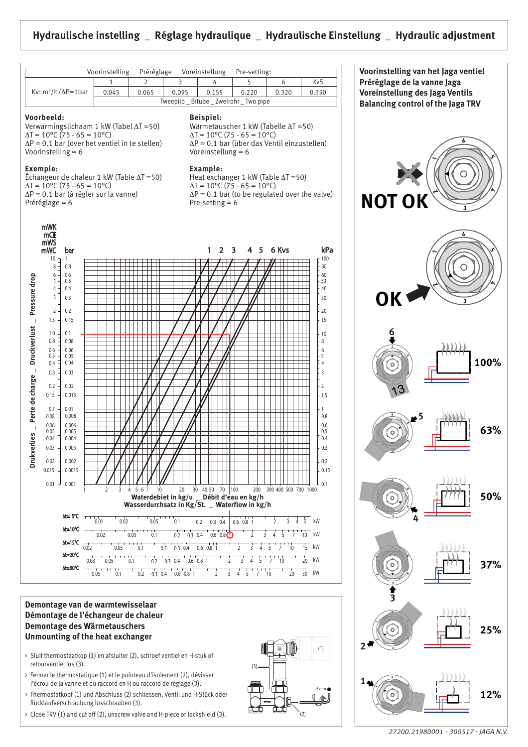# Hydraulische instelling _ Réglage hydraulique _ Hydraulische Einstellung _ Hydraulic adjustment

| Voorinstelling _ Préréglage _ Voreinstellung _ Pre-setting: | | | | | | | |
|---|---|---|---|---|---|---|---|
| | 1 | 2 | 3 | 4 | 5 | 6 | KvS |
| Kv: $m^3/h/\Delta P$=1bar | 0.045 | 0.065 | 0.095 | 0.155 | 0.220 | 0.320 | 0.350 |
| | Tweepijp _ Bitube _ Zweirohr _ Two pipe | | | | | | |

**Voorbeeld:**
Verwarmingslichaam 1 kW (Tabel ΔT =50)
ΔT = 10°C (75 - 65 = 10°C)
ΔP = 0.1 bar (over het ventiel in te stellen)
Voorinstelling = 6

**Beispiel:**
Wärmetauscher 1 kW (Tabelle ΔT =50)
ΔT = 10°C (75 - 65 = 10°C)
ΔP = 0.1 bar (über das Ventil einzustellen)
Voreinstellung = 6

**Exemple:**
Échangeur de chaleur 1 kW (Table ΔT =50)
ΔT = 10°C (75 - 65 = 10°C)
ΔP = 0.1 bar (à régler sur la vanne)
Préréglage = 6

**Example:**
Heat exchanger 1 kW (Table ΔT =50)
ΔT = 10°C (75 - 65 = 10°C)
ΔP = 0.1 bar (to be regulated over the valve)
Pre-setting = 6

mWK mCE mWS mWC
bar
1 2 3 4 5 6 Kvs
kPa

Drukverlies _ Perte de charge _ Druckverlust _ Pressure drop

Waterdebiet in kg/u _ Débit d'eau en kg/h
Wasserdurchsatz in Kg/St. _ Waterflow in kg/h

Δt= 5°C
Δt=10°C
Δt=15°C
Δt=20°C
Δt=30°C
kW

**Voorinstelling van het Jaga ventiel**
**Préréglage de la vanne Jaga**
**Voreinstellung des Jaga Ventils**
**Balancing control of the Jaga TRV**

NOT OK

OK

6 — 100%
5 — 63%
4 — 50%
3 — 37%
2 — 25%
1 — 12%

## Demontage van de warmtewisselaar
## Démontage de l'échangeur de chaleur
## Demontage des Wärmetauschers
## Unmounting of the heat exchanger

- Sluit thermostaatkop (1) en afsluiter (2), schroef ventiel en H-stuk of retourventiel los (3).
- Fermer le thermostatique (1) et le pointeau d'isolement (2), dévisser l'écrou de la vanne et du raccord en H ou raccord de réglage (3).
- Thermostatkopf (1) und Abschluss (2) schliessen, Ventil und H-Stück oder Rücklaufverschraubung losschrauben (3).
- Close TRV (1) and cut off (2), unscrew valve and H-piece or lockshield (3).

(1) (2) (3) 6 mm

27200.21980001 - 300517 - JAGA N.V.